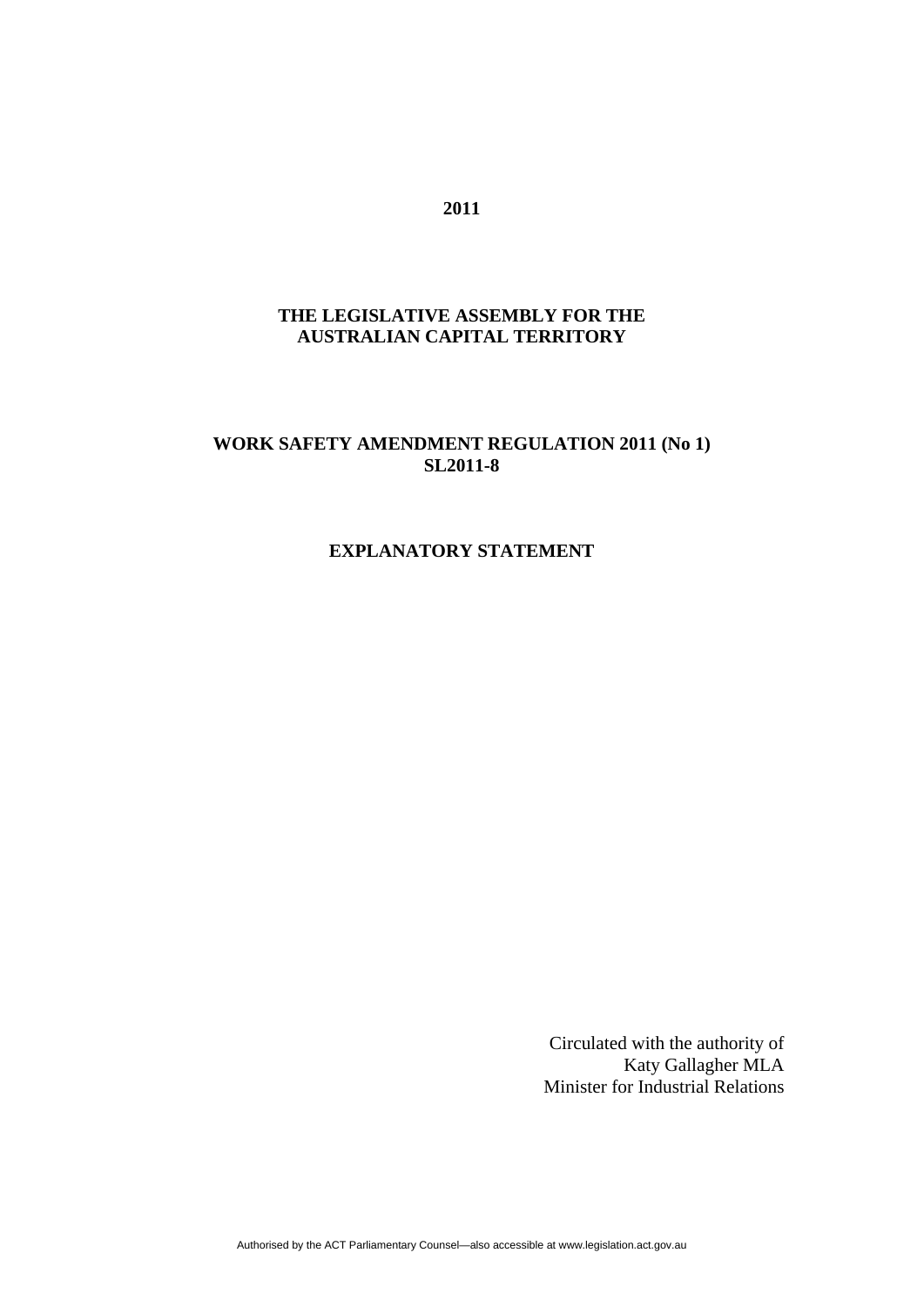**2011**

**THE LEGISLATIVE ASSEMBLY FOR THE AUSTRALIAN CAPITAL TERRITORY**

**WORK SAFETY AMENDMENT REGULATION 2011 (No 1)**
**SL2011-8**

**EXPLANATORY STATEMENT**

Circulated with the authority of
Katy Gallagher MLA
Minister for Industrial Relations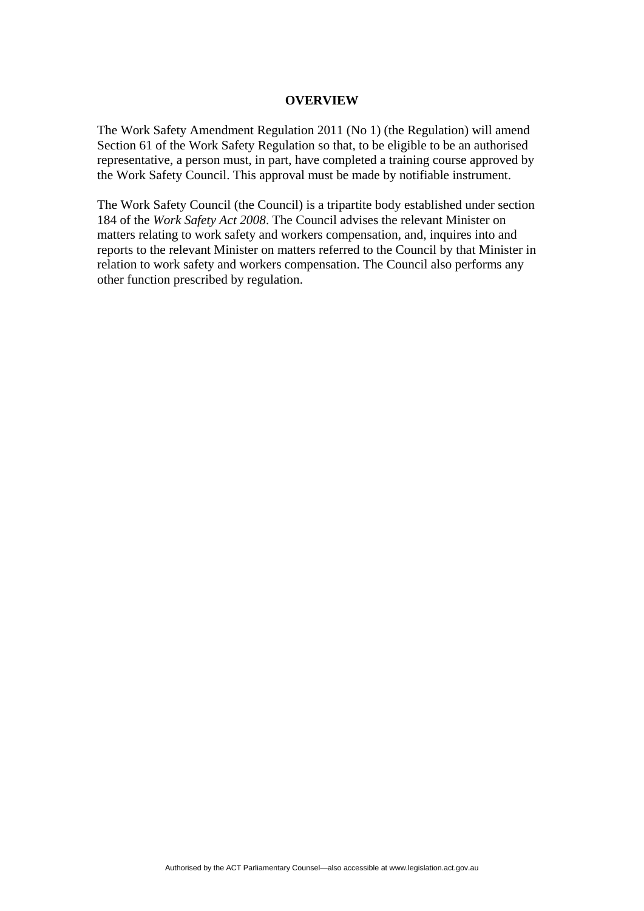## OVERVIEW

The Work Safety Amendment Regulation 2011 (No 1) (the Regulation) will amend Section 61 of the Work Safety Regulation so that, to be eligible to be an authorised representative, a person must, in part, have completed a training course approved by the Work Safety Council. This approval must be made by notifiable instrument.

The Work Safety Council (the Council) is a tripartite body established under section 184 of the *Work Safety Act 2008*. The Council advises the relevant Minister on matters relating to work safety and workers compensation, and, inquires into and reports to the relevant Minister on matters referred to the Council by that Minister in relation to work safety and workers compensation. The Council also performs any other function prescribed by regulation.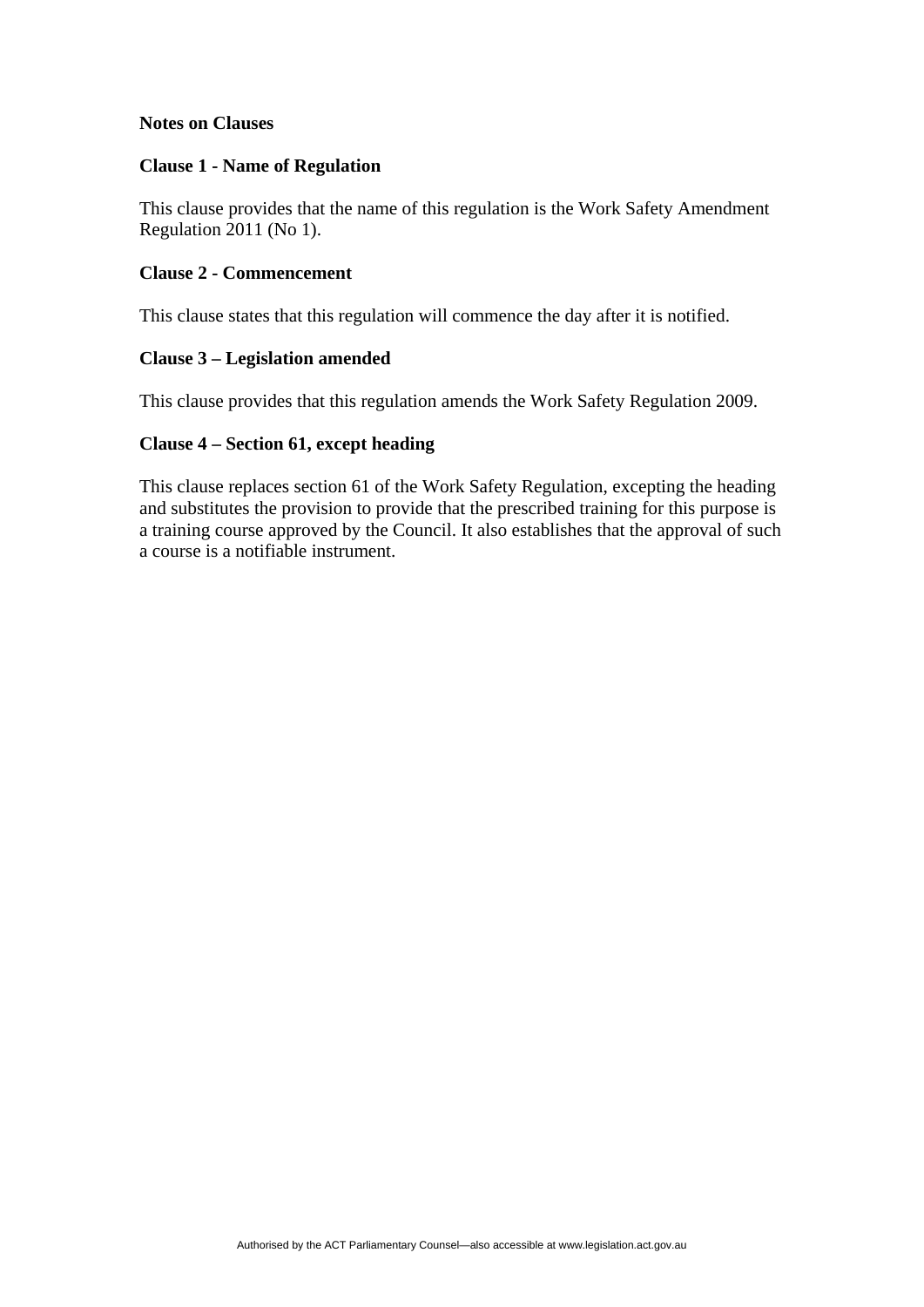**Notes on Clauses**

**Clause 1 - Name of Regulation**

This clause provides that the name of this regulation is the Work Safety Amendment Regulation 2011 (No 1).

**Clause 2 - Commencement**

This clause states that this regulation will commence the day after it is notified.

**Clause 3 – Legislation amended**

This clause provides that this regulation amends the Work Safety Regulation 2009.

**Clause 4 – Section 61, except heading**

This clause replaces section 61 of the Work Safety Regulation, excepting the heading and substitutes the provision to provide that the prescribed training for this purpose is a training course approved by the Council. It also establishes that the approval of such a course is a notifiable instrument.